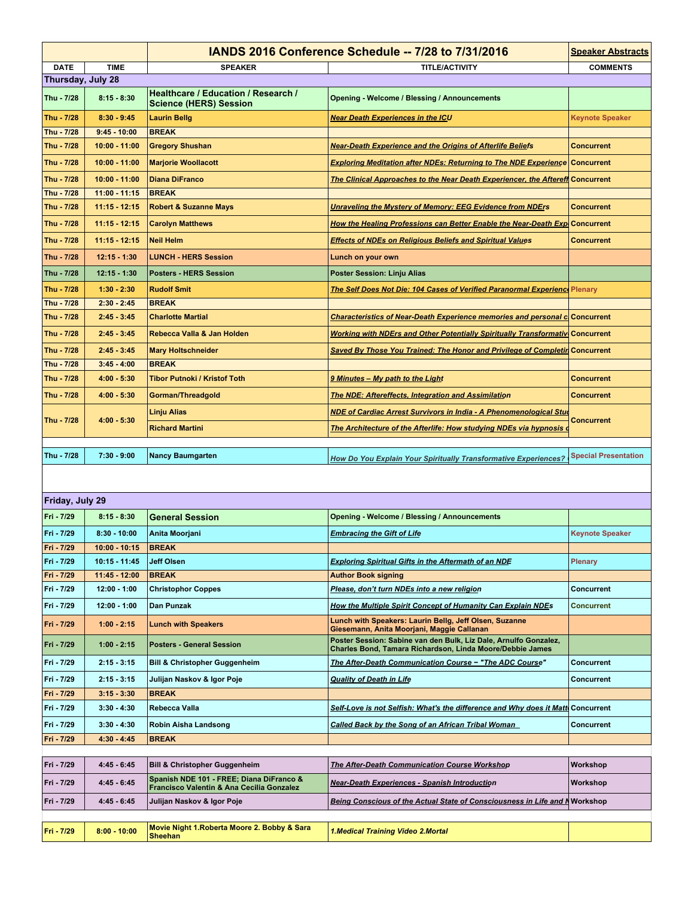| | | IANDS 2016 Conference Schedule -- 7/28 to 7/31/2016 | | Speaker Abstracts |
|---|---|---|---|---|
| **DATE** | **TIME** | **SPEAKER** | **TITLE/ACTIVITY** | **COMMENTS** |
| **Thursday, July 28** | | | | |
| Thu - 7/28 | 8:15 - 8:30 | Healthcare / Education / Research / Science (HERS) Session | Opening - Welcome / Blessing / Announcements | |
| Thu - 7/28 | 8:30 - 9:45 | Laurin Bellg | *Near Death Experiences in the ICU* | Keynote Speaker |
| Thu - 7/28 | 9:45 - 10:00 | BREAK | | |
| Thu - 7/28 | 10:00 - 11:00 | Gregory Shushan | *Near-Death Experience and the Origins of Afterlife Beliefs* | Concurrent |
| Thu - 7/28 | 10:00 - 11:00 | Marjorie Woollacott | *Exploring Meditation after NDEs: Returning to The NDE Experience* | Concurrent |
| Thu - 7/28 | 10:00 - 11:00 | Diana DiFranco | *The Clinical Approaches to the Near Death Experiencer, the Afteref* | Concurrent |
| Thu - 7/28 | 11:00 - 11:15 | BREAK | | |
| Thu - 7/28 | 11:15 - 12:15 | Robert & Suzanne Mays | *Unraveling the Mystery of Memory: EEG Evidence from NDErs* | Concurrent |
| Thu - 7/28 | 11:15 - 12:15 | Carolyn Matthews | *How the Healing Professions can Better Enable the Near-Death Exp* | Concurrent |
| Thu - 7/28 | 11:15 - 12:15 | Neil Helm | *Effects of NDEs on Religious Beliefs and Spiritual Values* | Concurrent |
| Thu - 7/28 | 12:15 - 1:30 | LUNCH - HERS Session | Lunch on your own | |
| Thu - 7/28 | 12:15 - 1:30 | Posters - HERS Session | Poster Session: Linju Alias | |
| Thu - 7/28 | 1:30 - 2:30 | Rudolf Smit | *The Self Does Not Die: 104 Cases of Verified Paranormal Experienc* | Plenary |
| Thu - 7/28 | 2:30 - 2:45 | BREAK | | |
| Thu - 7/28 | 2:45 - 3:45 | Charlotte Martial | *Characteristics of Near-Death Experience memories and personal c* | Concurrent |
| Thu - 7/28 | 2:45 - 3:45 | Rebecca Valla & Jan Holden | *Working with NDErs and Other Potentially Spiritually Transformativ* | Concurrent |
| Thu - 7/28 | 2:45 - 3:45 | Mary Holtschneider | *Saved By Those You Trained: The Honor and Privilege of Completin* | Concurrent |
| Thu - 7/28 | 3:45 - 4:00 | BREAK | | |
| Thu - 7/28 | 4:00 - 5:30 | Tibor Putnoki / Kristof Toth | *9 Minutes – My path to the Light* | Concurrent |
| Thu - 7/28 | 4:00 - 5:30 | Gorman/Threadgold | *The NDE: Aftereffects, Integration and Assimilation* | Concurrent |
| Thu - 7/28 | 4:00 - 5:30 | Linju Alias | *NDE of Cardiac Arrest Survivors in India - A Phenomenological Stu* | Concurrent |
| | | Richard Martini | *The Architecture of the Afterlife: How studying NDEs via hypnosis c* | |
| Thu - 7/28 | 7:30 - 9:00 | Nancy Baumgarten | *How Do You Explain Your Spiritually Transformative Experiences?* | Special Presentation |
| **Friday, July 29** | | | | |
| Fri - 7/29 | 8:15 - 8:30 | General Session | Opening - Welcome / Blessing / Announcements | |
| Fri - 7/29 | 8:30 - 10:00 | Anita Moorjani | *Embracing the Gift of Life* | Keynote Speaker |
| Fri - 7/29 | 10:00 - 10:15 | BREAK | | |
| Fri - 7/29 | 10:15 - 11:45 | Jeff Olsen | *Exploring Spiritual Gifts in the Aftermath of an NDE* | Plenary |
| Fri - 7/29 | 11:45 - 12:00 | BREAK | Author Book signing | |
| Fri - 7/29 | 12:00 - 1:00 | Christophor Coppes | *Please, don't turn NDEs into a new religion* | Concurrent |
| Fri - 7/29 | 12:00 - 1:00 | Dan Punzak | *How the Multiple Spirit Concept of Humanity Can Explain NDEs* | Concurrent |
| Fri - 7/29 | 1:00 - 2:15 | Lunch with Speakers | Lunch with Speakers: Laurin Bellg, Jeff Olsen, Suzanne Giesemann, Anita Moorjani, Maggie Callanan | |
| Fri - 7/29 | 1:00 - 2:15 | Posters - General Session | Poster Session: Sabine van den Bulk, Liz Dale, Arnulfo Gonzalez, Charles Bond, Tamara Richardson, Linda Moore/Debbie James | |
| Fri - 7/29 | 2:15 - 3:15 | Bill & Christopher Guggenheim | *The After-Death Communication Course – "The ADC Course"* | Concurrent |
| Fri - 7/29 | 2:15 - 3:15 | Julijan Naskov & Igor Poje | *Quality of Death in Life* | Concurrent |
| Fri - 7/29 | 3:15 - 3:30 | BREAK | | |
| Fri - 7/29 | 3:30 - 4:30 | Rebecca Valla | *Self-Love is not Selfish: What's the difference and Why does it Matt* | Concurrent |
| Fri - 7/29 | 3:30 - 4:30 | Robin Aisha Landsong | *Called Back by the Song of an African Tribal Woman* | Concurrent |
| Fri - 7/29 | 4:30 - 4:45 | BREAK | | |
| Fri - 7/29 | 4:45 - 6:45 | Bill & Christopher Guggenheim | *The After-Death Communication Course Workshop* | Workshop |
| Fri - 7/29 | 4:45 - 6:45 | Spanish NDE 101 - FREE; Diana DiFranco & Francisco Valentin & Ana Cecilia Gonzalez | *Near-Death Experiences - Spanish Introduction* | Workshop |
| Fri - 7/29 | 4:45 - 6:45 | Julijan Naskov & Igor Poje | *Being Conscious of the Actual State of Consciousness in Life and N* | Workshop |
| Fri - 7/29 | 8:00 - 10:00 | Movie Night 1.Roberta Moore 2. Bobby & Sara Sheehan | 1.Medical Training Video 2.Mortal | |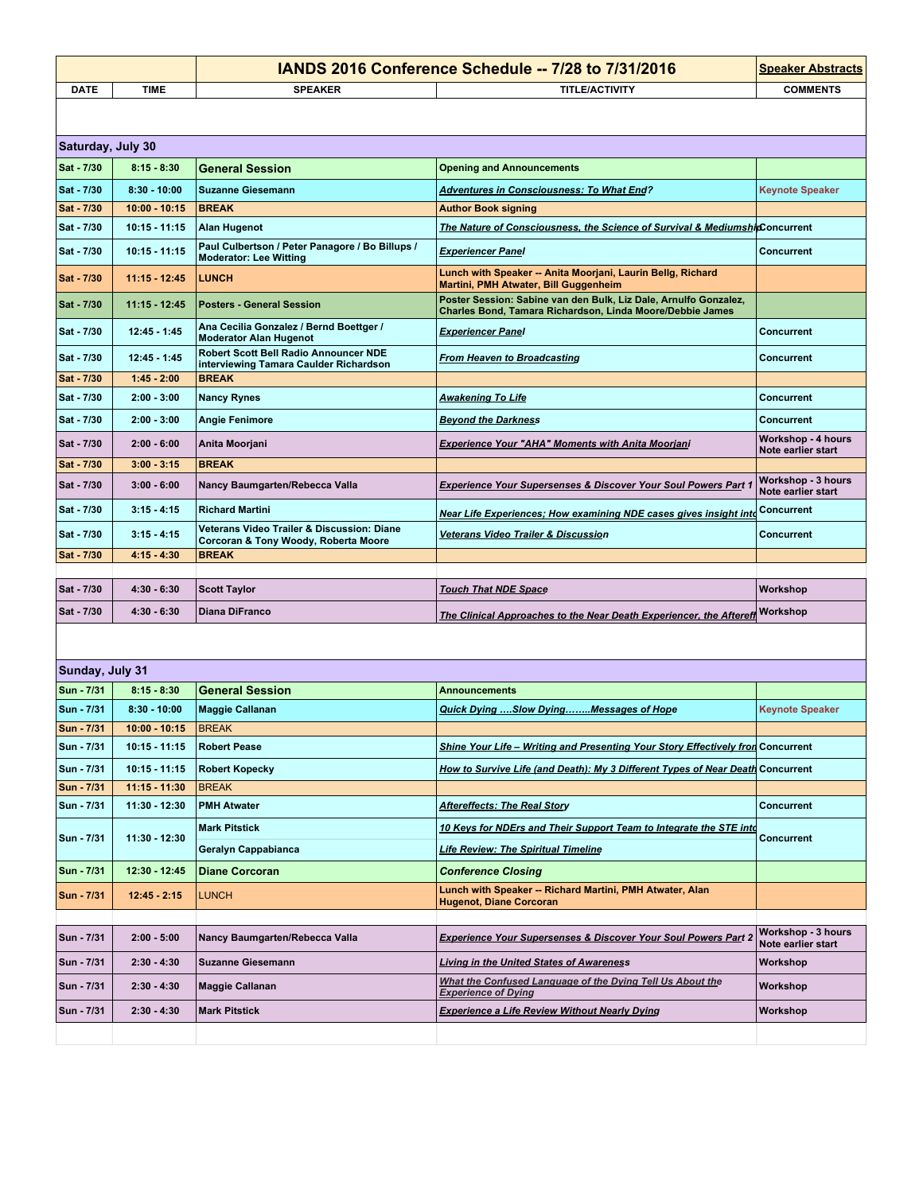| | | IANDS 2016 Conference Schedule -- 7/28 to 7/31/2016 | | Speaker Abstracts |
|---|---|---|---|---|
| **DATE** | **TIME** | **SPEAKER** | **TITLE/ACTIVITY** | **COMMENTS** |
| **Saturday, July 30** | | | | |
| Sat - 7/30 | 8:15 - 8:30 | **General Session** | **Opening and Announcements** | |
| Sat - 7/30 | 8:30 - 10:00 | **Suzanne Giesemann** | ***Adventures in Consciousness: To What End?*** | Keynote Speaker |
| Sat - 7/30 | 10:00 - 10:15 | **BREAK** | **Author Book signing** | |
| Sat - 7/30 | 10:15 - 11:15 | **Alan Hugenot** | ***The Nature of Consciousness, the Science of Survival & Mediumship*** | Concurrent |
| Sat - 7/30 | 10:15 - 11:15 | **Paul Culbertson / Peter Panagore / Bo Billups / Moderator: Lee Witting** | ***Experiencer Panel*** | Concurrent |
| Sat - 7/30 | 11:15 - 12:45 | **LUNCH** | **Lunch with Speaker -- Anita Moorjani, Laurin Bellg, Richard Martini, PMH Atwater, Bill Guggenheim** | |
| Sat - 7/30 | 11:15 - 12:45 | **Posters - General Session** | **Poster Session: Sabine van den Bulk, Liz Dale, Arnulfo Gonzalez, Charles Bond, Tamara Richardson, Linda Moore/Debbie James** | |
| Sat - 7/30 | 12:45 - 1:45 | **Ana Cecilia Gonzalez / Bernd Boettger / Moderator Alan Hugenot** | ***Experiencer Panel*** | Concurrent |
| Sat - 7/30 | 12:45 - 1:45 | **Robert Scott Bell Radio Announcer NDE interviewing Tamara Caulder Richardson** | ***From Heaven to Broadcasting*** | Concurrent |
| Sat - 7/30 | 1:45 - 2:00 | **BREAK** | | |
| Sat - 7/30 | 2:00 - 3:00 | **Nancy Rynes** | ***Awakening To Life*** | Concurrent |
| Sat - 7/30 | 2:00 - 3:00 | **Angie Fenimore** | ***Beyond the Darkness*** | Concurrent |
| Sat - 7/30 | 2:00 - 6:00 | **Anita Moorjani** | ***Experience Your "AHA" Moments with Anita Moorjani*** | Workshop - 4 hours Note earlier start |
| Sat - 7/30 | 3:00 - 3:15 | **BREAK** | | |
| Sat - 7/30 | 3:00 - 6:00 | **Nancy Baumgarten/Rebecca Valla** | ***Experience Your Supersenses & Discover Your Soul Powers Part 1*** | Workshop - 3 hours Note earlier start |
| Sat - 7/30 | 3:15 - 4:15 | **Richard Martini** | ***Near Life Experiences; How examining NDE cases gives insight into*** | Concurrent |
| Sat - 7/30 | 3:15 - 4:15 | **Veterans Video Trailer & Discussion: Diane Corcoran & Tony Woody, Roberta Moore** | ***Veterans Video Trailer & Discussion*** | Concurrent |
| Sat - 7/30 | 4:15 - 4:30 | **BREAK** | | |
| Sat - 7/30 | 4:30 - 6:30 | **Scott Taylor** | ***Touch That NDE Space*** | Workshop |
| Sat - 7/30 | 4:30 - 6:30 | **Diana DiFranco** | ***The Clinical Approaches to the Near Death Experiencer, the Aftereff*** | Workshop |
| **Sunday, July 31** | | | | |
| Sun - 7/31 | 8:15 - 8:30 | **General Session** | **Announcements** | |
| Sun - 7/31 | 8:30 - 10:00 | **Maggie Callanan** | ***Quick Dying ....Slow Dying........Messages of Hope*** | Keynote Speaker |
| Sun - 7/31 | 10:00 - 10:15 | BREAK | | |
| Sun - 7/31 | 10:15 - 11:15 | **Robert Pease** | ***Shine Your Life – Writing and Presenting Your Story Effectively fron*** | Concurrent |
| Sun - 7/31 | 10:15 - 11:15 | **Robert Kopecky** | ***How to Survive Life (and Death): My 3 Different Types of Near Death*** | Concurrent |
| Sun - 7/31 | 11:15 - 11:30 | BREAK | | |
| Sun - 7/31 | 11:30 - 12:30 | **PMH Atwater** | ***Aftereffects: The Real Story*** | Concurrent |
| Sun - 7/31 | 11:30 - 12:30 | **Mark Pitstick** / **Geralyn Cappabianca** | ***10 Keys for NDErs and Their Support Team to Integrate the STE into*** / ***Life Review: The Spiritual Timeline*** | Concurrent |
| Sun - 7/31 | 12:30 - 12:45 | **Diane Corcoran** | ***Conference Closing*** | |
| Sun - 7/31 | 12:45 - 2:15 | LUNCH | **Lunch with Speaker -- Richard Martini, PMH Atwater, Alan Hugenot, Diane Corcoran** | |
| Sun - 7/31 | 2:00 - 5:00 | **Nancy Baumgarten/Rebecca Valla** | ***Experience Your Supersenses & Discover Your Soul Powers Part 2*** | Workshop - 3 hours Note earlier start |
| Sun - 7/31 | 2:30 - 4:30 | **Suzanne Giesemann** | ***Living in the United States of Awareness*** | Workshop |
| Sun - 7/31 | 2:30 - 4:30 | **Maggie Callanan** | ***What the Confused Language of the Dying Tell Us About the Experience of Dying*** | Workshop |
| Sun - 7/31 | 2:30 - 4:30 | **Mark Pitstick** | ***Experience a Life Review Without Nearly Dying*** | Workshop |